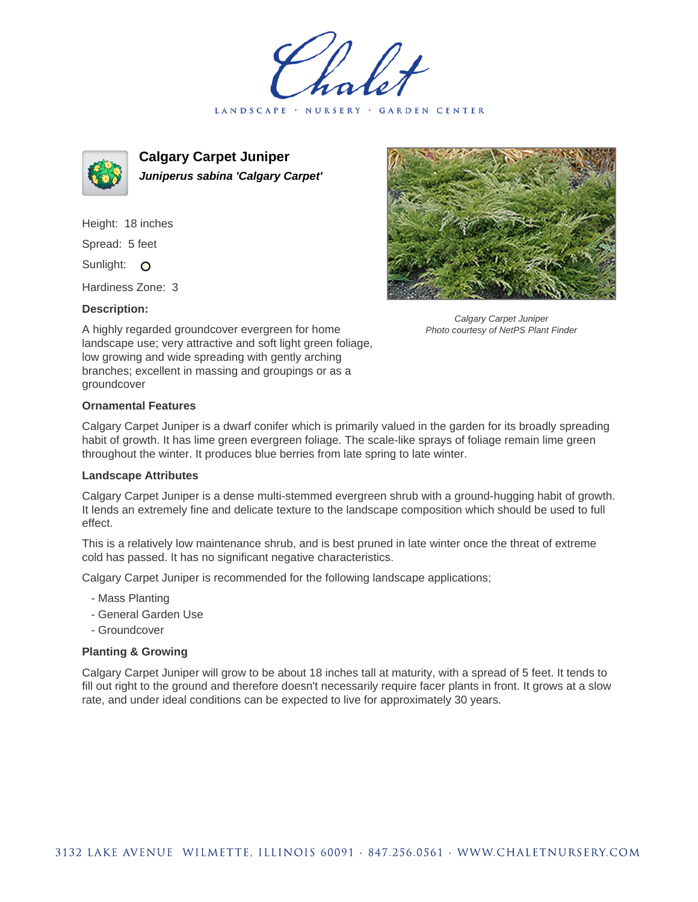Chalet

LANDSCAPE · NURSERY · GARDEN CENTER

# Calgary Carpet Juniper

***Juniperus sabina 'Calgary Carpet'***

Height: 18 inches

Spread: 5 feet

Sunlight: O

Hardiness Zone: 3

**Description:**

A highly regarded groundcover evergreen for home landscape use; very attractive and soft light green foliage, low growing and wide spreading with gently arching branches; excellent in massing and groupings or as a groundcover

*Calgary Carpet Juniper*
*Photo courtesy of NetPS Plant Finder*

**Ornamental Features**

Calgary Carpet Juniper is a dwarf conifer which is primarily valued in the garden for its broadly spreading habit of growth. It has lime green evergreen foliage. The scale-like sprays of foliage remain lime green throughout the winter. It produces blue berries from late spring to late winter.

**Landscape Attributes**

Calgary Carpet Juniper is a dense multi-stemmed evergreen shrub with a ground-hugging habit of growth. It lends an extremely fine and delicate texture to the landscape composition which should be used to full effect.

This is a relatively low maintenance shrub, and is best pruned in late winter once the threat of extreme cold has passed. It has no significant negative characteristics.

Calgary Carpet Juniper is recommended for the following landscape applications;

- Mass Planting
- General Garden Use
- Groundcover

**Planting & Growing**

Calgary Carpet Juniper will grow to be about 18 inches tall at maturity, with a spread of 5 feet. It tends to fill out right to the ground and therefore doesn't necessarily require facer plants in front. It grows at a slow rate, and under ideal conditions can be expected to live for approximately 30 years.

3132 LAKE AVENUE WILMETTE, ILLINOIS 60091 · 847.256.0561 · WWW.CHALETNURSERY.COM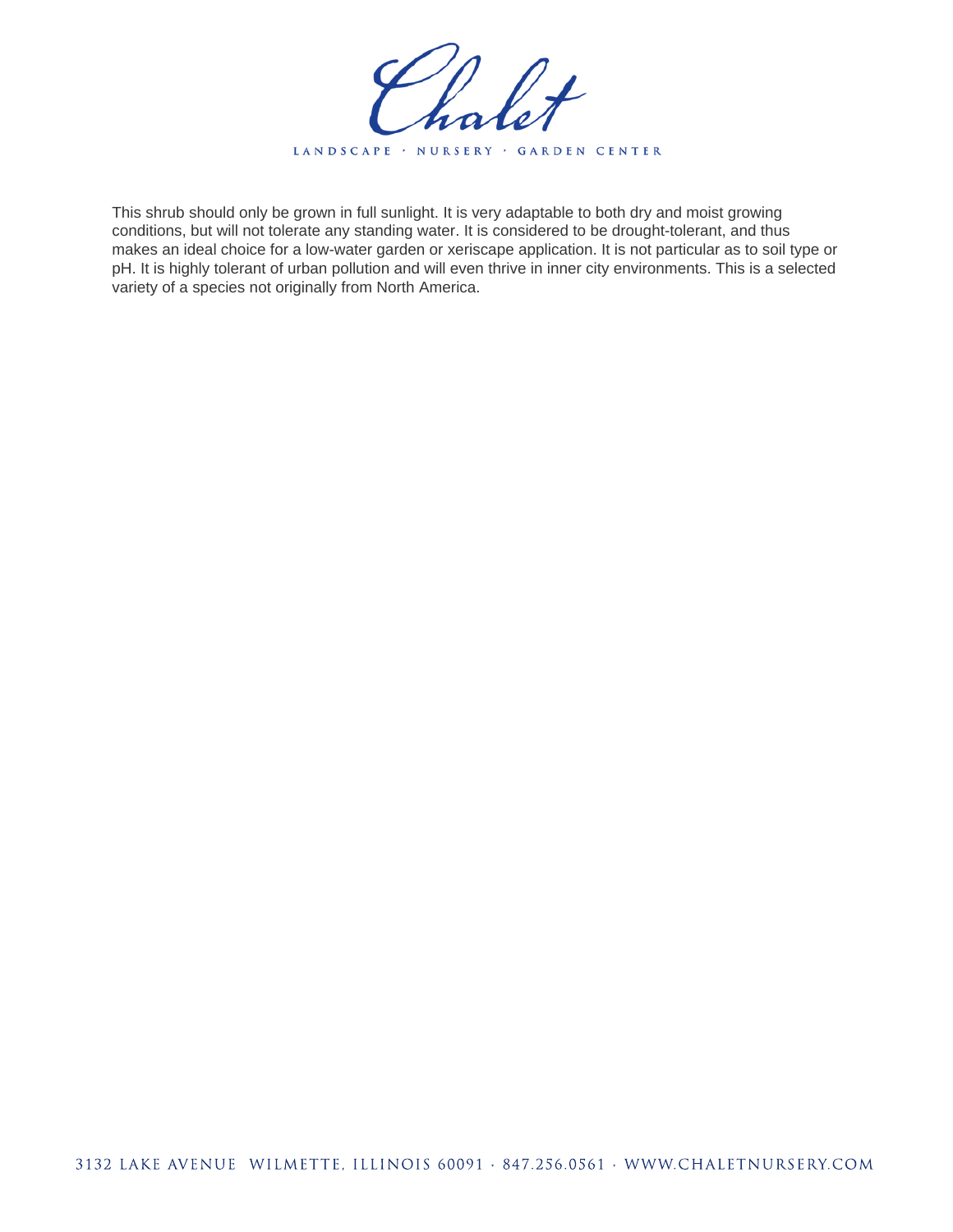This shrub should only be grown in full sunlight. It is very adaptable to both dry and moist growing conditions, but will not tolerate any standing water. It is considered to be drought-tolerant, and thus makes an ideal choice for a low-water garden or xeriscape application. It is not particular as to soil type or pH. It is highly tolerant of urban pollution and will even thrive in inner city environments. This is a selected variety of a species not originally from North America.